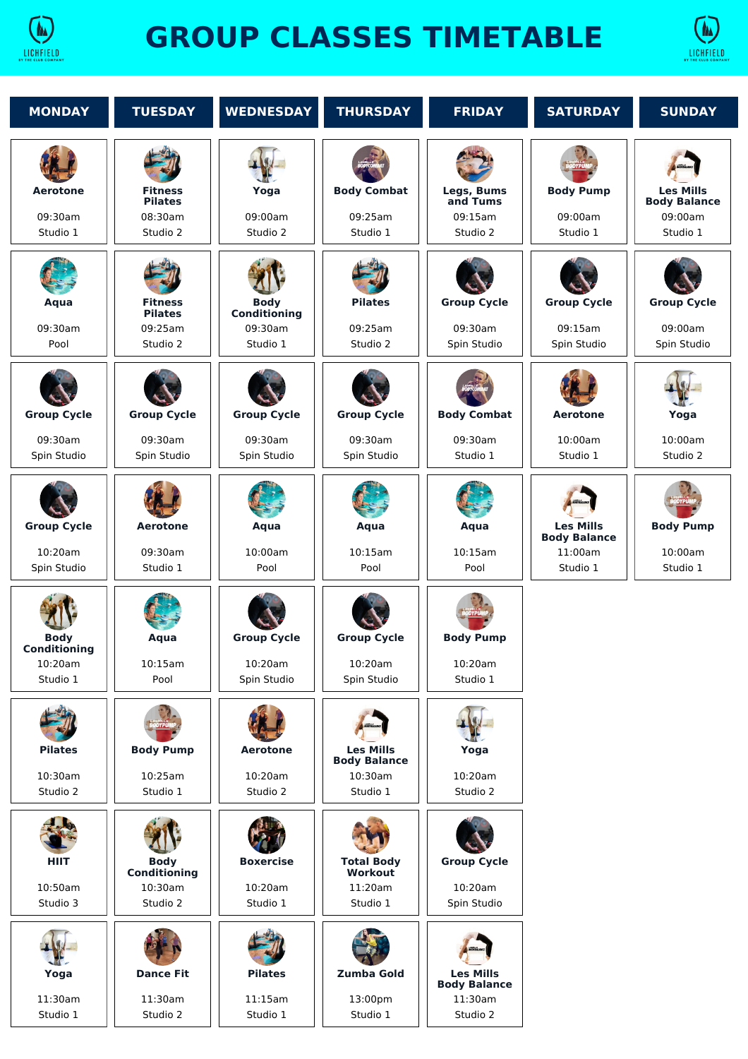# GROUP CLASSES TIMETABLE

| MONDAY | TUESDAY | WEDNESDAY | THURSDAY | FRIDAY | SATURDAY | SUNDAY |
|---|---|---|---|---|---|---|
| **Aerotone**<br>09:30am<br>Studio 1 | **Fitness Pilates**<br>08:30am<br>Studio 2 | **Yoga**<br>09:00am<br>Studio 2 | **Body Combat**<br>09:25am<br>Studio 1 | **Legs, Bums and Tums**<br>09:15am<br>Studio 2 | **Body Pump**<br>09:00am<br>Studio 1 | **Les Mills Body Balance**<br>09:00am<br>Studio 1 |
| **Aqua**<br>09:30am<br>Pool | **Fitness Pilates**<br>09:25am<br>Studio 2 | **Body Conditioning**<br>09:30am<br>Studio 1 | **Pilates**<br>09:25am<br>Studio 2 | **Group Cycle**<br>09:30am<br>Spin Studio | **Group Cycle**<br>09:15am<br>Spin Studio | **Group Cycle**<br>09:00am<br>Spin Studio |
| **Group Cycle**<br>09:30am<br>Spin Studio | **Group Cycle**<br>09:30am<br>Spin Studio | **Group Cycle**<br>09:30am<br>Spin Studio | **Group Cycle**<br>09:30am<br>Spin Studio | **Body Combat**<br>09:30am<br>Studio 1 | **Aerotone**<br>10:00am<br>Studio 1 | **Yoga**<br>10:00am<br>Studio 2 |
| **Group Cycle**<br>10:20am<br>Spin Studio | **Aerotone**<br>09:30am<br>Studio 1 | **Aqua**<br>10:00am<br>Pool | **Aqua**<br>10:15am<br>Pool | **Aqua**<br>10:15am<br>Pool | **Les Mills Body Balance**<br>11:00am<br>Studio 1 | **Body Pump**<br>10:00am<br>Studio 1 |
| **Body Conditioning**<br>10:20am<br>Studio 1 | **Aqua**<br>10:15am<br>Pool | **Group Cycle**<br>10:20am<br>Spin Studio | **Group Cycle**<br>10:20am<br>Spin Studio | **Body Pump**<br>10:20am<br>Studio 1 | | |
| **Pilates**<br>10:30am<br>Studio 2 | **Body Pump**<br>10:25am<br>Studio 1 | **Aerotone**<br>10:20am<br>Studio 2 | **Les Mills Body Balance**<br>10:30am<br>Studio 1 | **Yoga**<br>10:20am<br>Studio 2 | | |
| **HIIT**<br>10:50am<br>Studio 3 | **Body Conditioning**<br>10:30am<br>Studio 2 | **Boxercise**<br>10:20am<br>Studio 1 | **Total Body Workout**<br>11:20am<br>Studio 1 | **Group Cycle**<br>10:20am<br>Spin Studio | | |
| **Yoga**<br>11:30am<br>Studio 1 | **Dance Fit**<br>11:30am<br>Studio 2 | **Pilates**<br>11:15am<br>Studio 1 | **Zumba Gold**<br>13:00pm<br>Studio 1 | **Les Mills Body Balance**<br>11:30am<br>Studio 2 | | |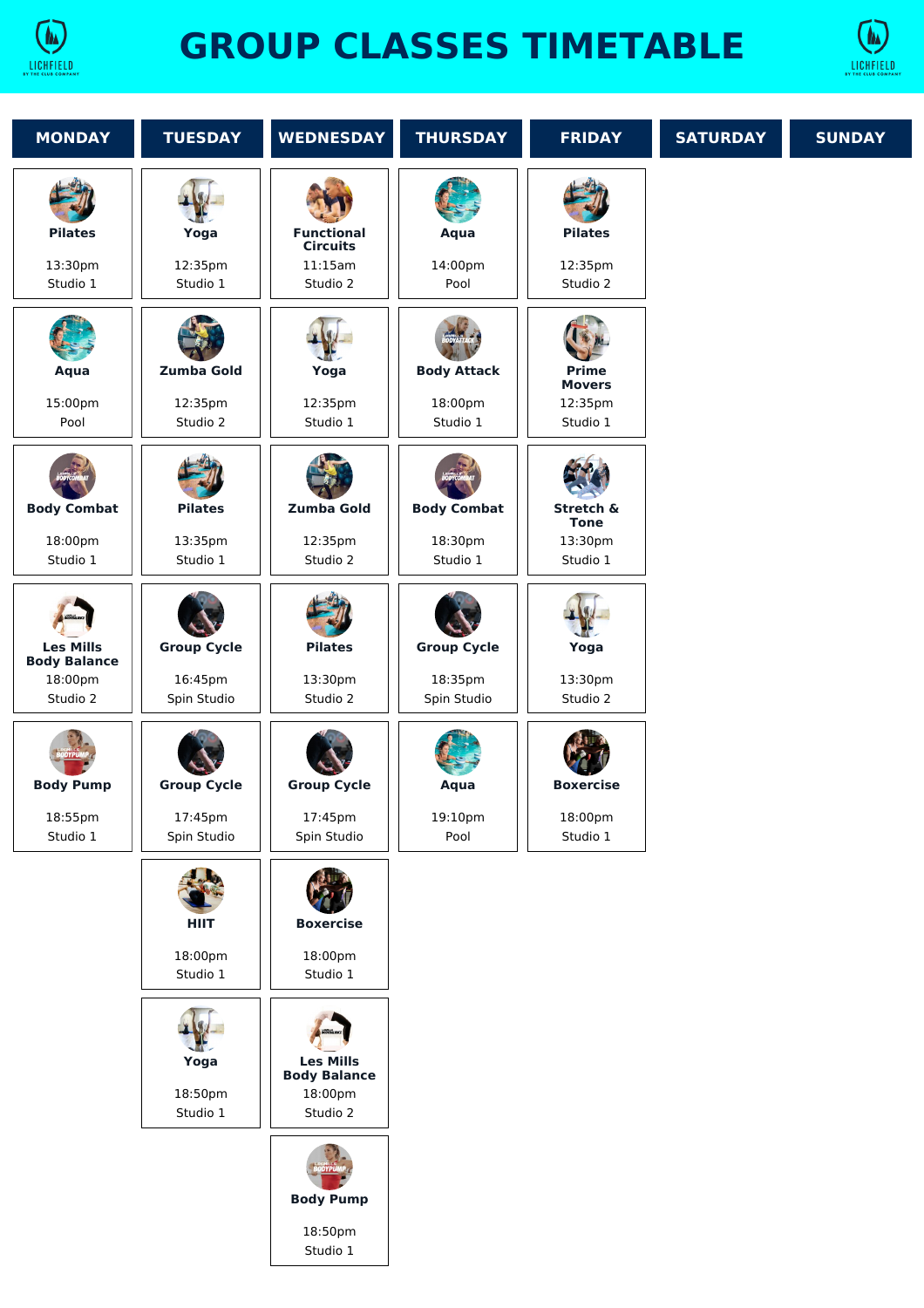# GROUP CLASSES TIMETABLE

| MONDAY | TUESDAY | WEDNESDAY | THURSDAY | FRIDAY | SATURDAY | SUNDAY |
| --- | --- | --- | --- | --- | --- | --- |
| **Pilates** 13:30pm Studio 1 | **Yoga** 12:35pm Studio 1 | **Functional Circuits** 11:15am Studio 2 | **Aqua** 14:00pm Pool | **Pilates** 12:35pm Studio 2 | | |
| **Aqua** 15:00pm Pool | **Zumba Gold** 12:35pm Studio 2 | **Yoga** 12:35pm Studio 1 | **Body Attack** 18:00pm Studio 1 | **Prime Movers** 12:35pm Studio 1 | | |
| **Body Combat** 18:00pm Studio 1 | **Pilates** 13:35pm Studio 1 | **Zumba Gold** 12:35pm Studio 2 | **Body Combat** 18:30pm Studio 1 | **Stretch & Tone** 13:30pm Studio 1 | | |
| **Les Mills Body Balance** 18:00pm Studio 2 | **Group Cycle** 16:45pm Spin Studio | **Pilates** 13:30pm Studio 2 | **Group Cycle** 18:35pm Spin Studio | **Yoga** 13:30pm Studio 2 | | |
| **Body Pump** 18:55pm Studio 1 | **Group Cycle** 17:45pm Spin Studio | **Group Cycle** 17:45pm Spin Studio | **Aqua** 19:10pm Pool | **Boxercise** 18:00pm Studio 1 | | |
| | **HIIT** 18:00pm Studio 1 | **Boxercise** 18:00pm Studio 1 | | | | |
| | **Yoga** 18:50pm Studio 1 | **Les Mills Body Balance** 18:00pm Studio 2 | | | | |
| | | **Body Pump** 18:50pm Studio 1 | | | | |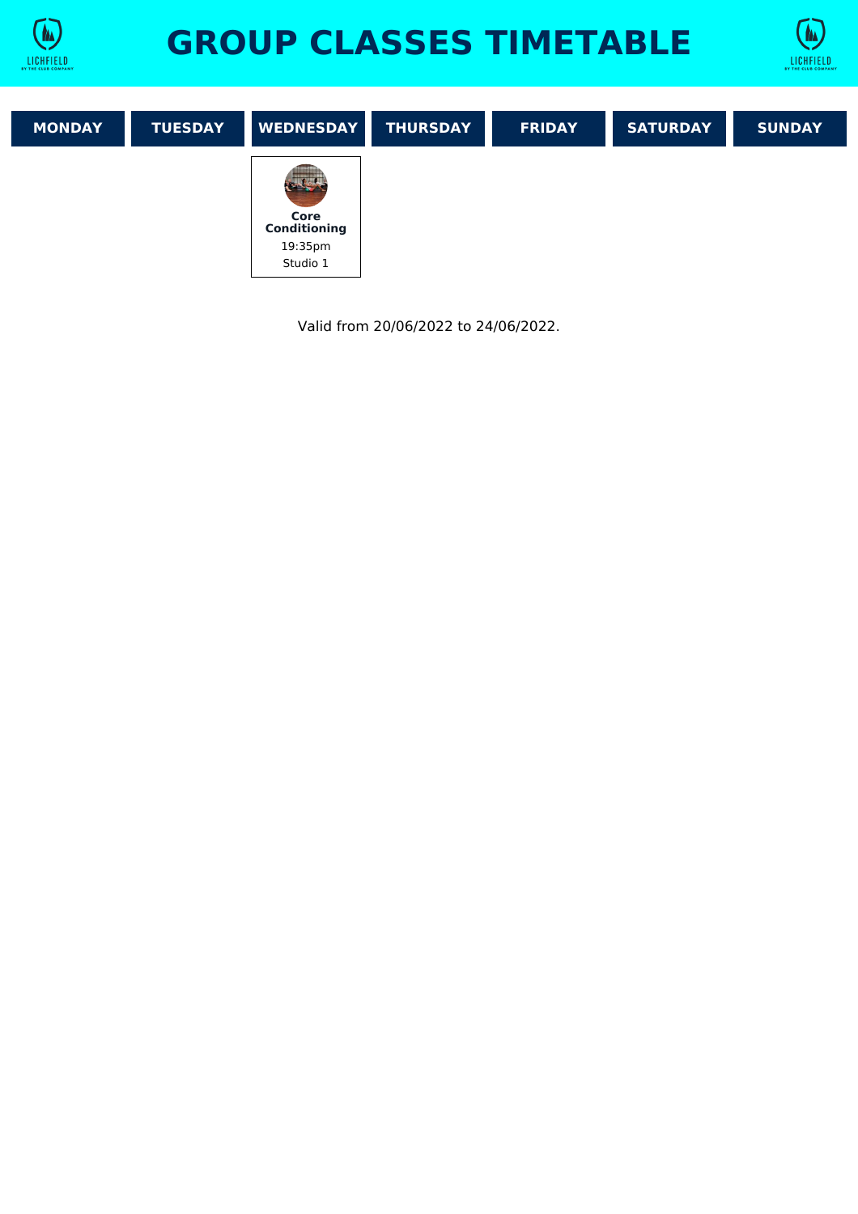# GROUP CLASSES TIMETABLE

| MONDAY | TUESDAY | WEDNESDAY | THURSDAY | FRIDAY | SATURDAY | SUNDAY |
|---|---|---|---|---|---|---|
| | | **Core Conditioning**<br>19:35pm<br>Studio 1 | | | | |

Valid from 20/06/2022 to 24/06/2022.